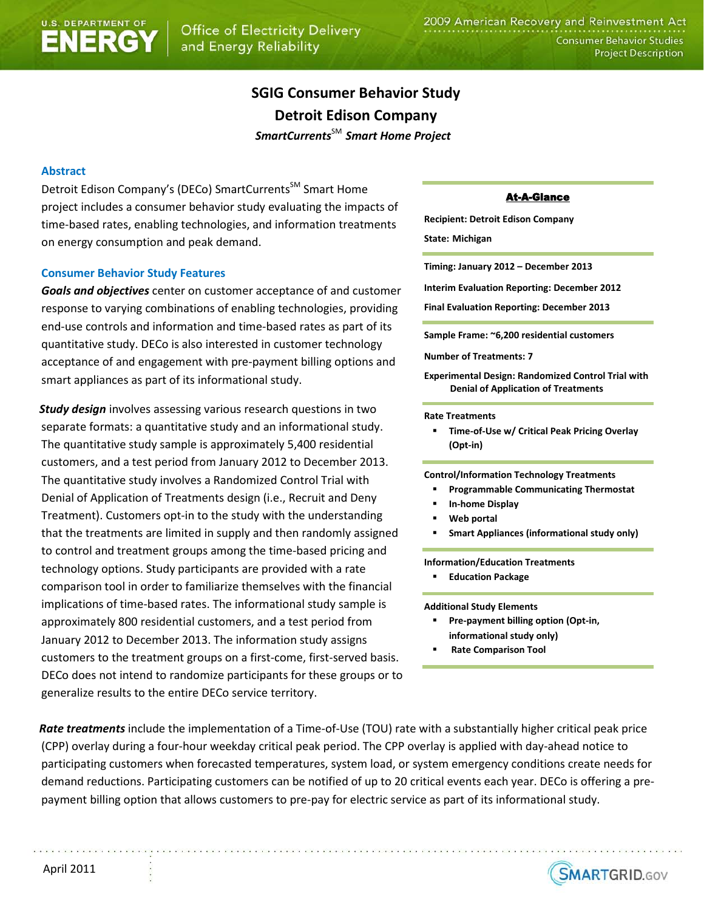# SGIG Consumer Behavior Study
# Detroit Edison Company
## *SmartCurrents℠ Smart Home Project*

### Abstract

Detroit Edison Company's (DECo) SmartCurrents℠ Smart Home project includes a consumer behavior study evaluating the impacts of time-based rates, enabling technologies, and information treatments on energy consumption and peak demand.

### Consumer Behavior Study Features

***Goals and objectives*** center on customer acceptance of and customer response to varying combinations of enabling technologies, providing end-use controls and information and time-based rates as part of its quantitative study. DECo is also interested in customer technology acceptance of and engagement with pre-payment billing options and smart appliances as part of its informational study.

***Study design*** involves assessing various research questions in two separate formats: a quantitative study and an informational study. The quantitative study sample is approximately 5,400 residential customers, and a test period from January 2012 to December 2013. The quantitative study involves a Randomized Control Trial with Denial of Application of Treatments design (i.e., Recruit and Deny Treatment). Customers opt-in to the study with the understanding that the treatments are limited in supply and then randomly assigned to control and treatment groups among the time-based pricing and technology options. Study participants are provided with a rate comparison tool in order to familiarize themselves with the financial implications of time-based rates. The informational study sample is approximately 800 residential customers, and a test period from January 2012 to December 2013. The information study assigns customers to the treatment groups on a first-come, first-served basis. DECo does not intend to randomize participants for these groups or to generalize results to the entire DECo service territory.

#### At-A-Glance

**Recipient: Detroit Edison Company**

**State: Michigan**

**Timing: January 2012 – December 2013**

**Interim Evaluation Reporting: December 2012**

**Final Evaluation Reporting: December 2013**

**Sample Frame: ~6,200 residential customers**

**Number of Treatments: 7**

**Experimental Design: Randomized Control Trial with Denial of Application of Treatments**

**Rate Treatments**
- **Time-of-Use w/ Critical Peak Pricing Overlay (Opt-in)**

**Control/Information Technology Treatments**
- **Programmable Communicating Thermostat**
- **In-home Display**
- **Web portal**
- **Smart Appliances (informational study only)**

**Information/Education Treatments**
- **Education Package**

**Additional Study Elements**
- **Pre-payment billing option (Opt-in, informational study only)**
- **Rate Comparison Tool**

***Rate treatments*** include the implementation of a Time-of-Use (TOU) rate with a substantially higher critical peak price (CPP) overlay during a four-hour weekday critical peak period. The CPP overlay is applied with day-ahead notice to participating customers when forecasted temperatures, system load, or system emergency conditions create needs for demand reductions. Participating customers can be notified of up to 20 critical events each year. DECo is offering a pre-payment billing option that allows customers to pre-pay for electric service as part of its informational study.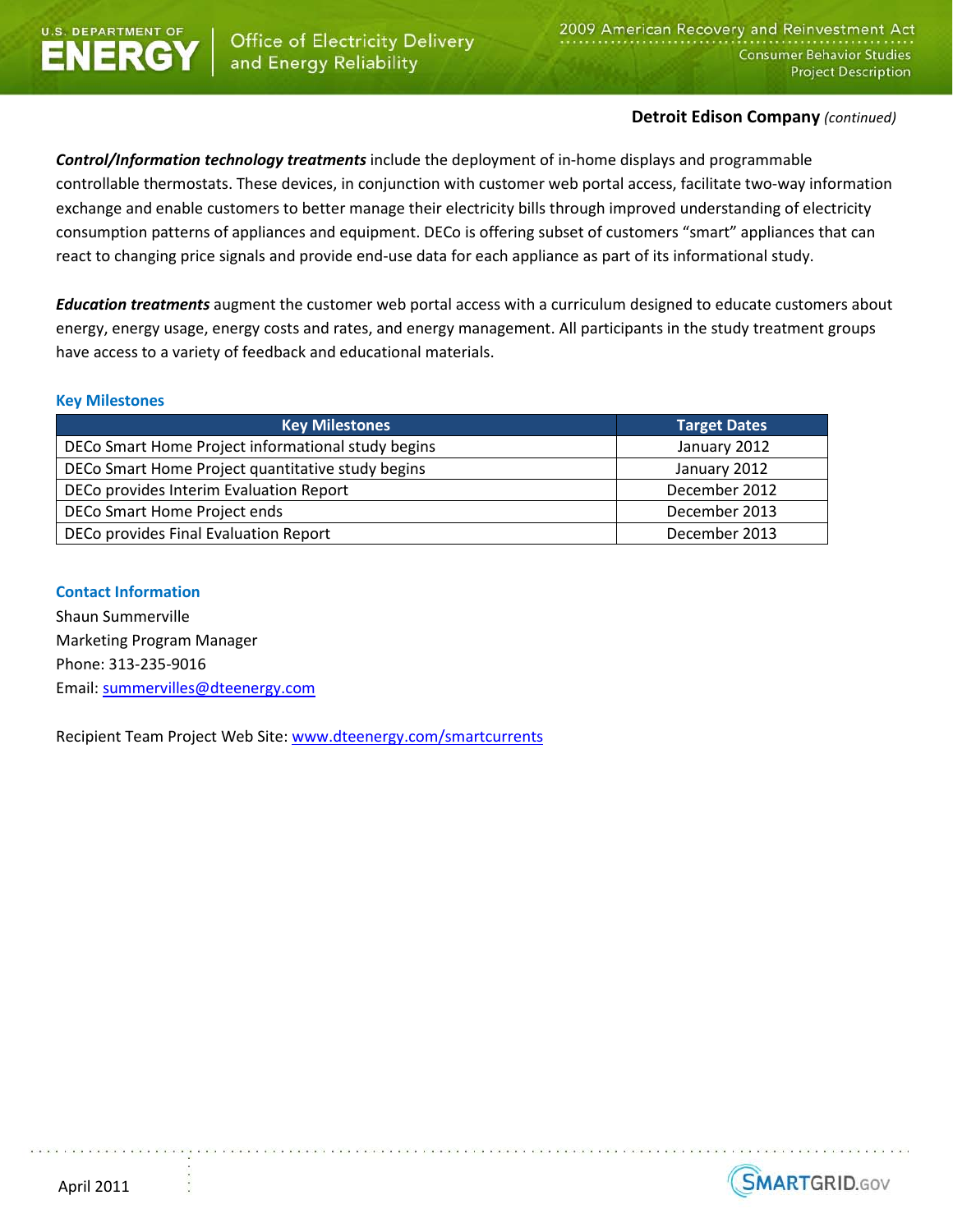**Detroit Edison Company** *(continued)*

***Control/Information technology treatments*** include the deployment of in-home displays and programmable controllable thermostats. These devices, in conjunction with customer web portal access, facilitate two-way information exchange and enable customers to better manage their electricity bills through improved understanding of electricity consumption patterns of appliances and equipment. DECo is offering subset of customers "smart" appliances that can react to changing price signals and provide end-use data for each appliance as part of its informational study.

***Education treatments*** augment the customer web portal access with a curriculum designed to educate customers about energy, energy usage, energy costs and rates, and energy management. All participants in the study treatment groups have access to a variety of feedback and educational materials.

## Key Milestones

| Key Milestones | Target Dates |
|---|---|
| DECo Smart Home Project informational study begins | January 2012 |
| DECo Smart Home Project quantitative study begins | January 2012 |
| DECo provides Interim Evaluation Report | December 2012 |
| DECo Smart Home Project ends | December 2013 |
| DECo provides Final Evaluation Report | December 2013 |

## Contact Information

Shaun Summerville
Marketing Program Manager
Phone: 313-235-9016
Email: summervilles@dteenergy.com

Recipient Team Project Web Site: www.dteenergy.com/smartcurrents